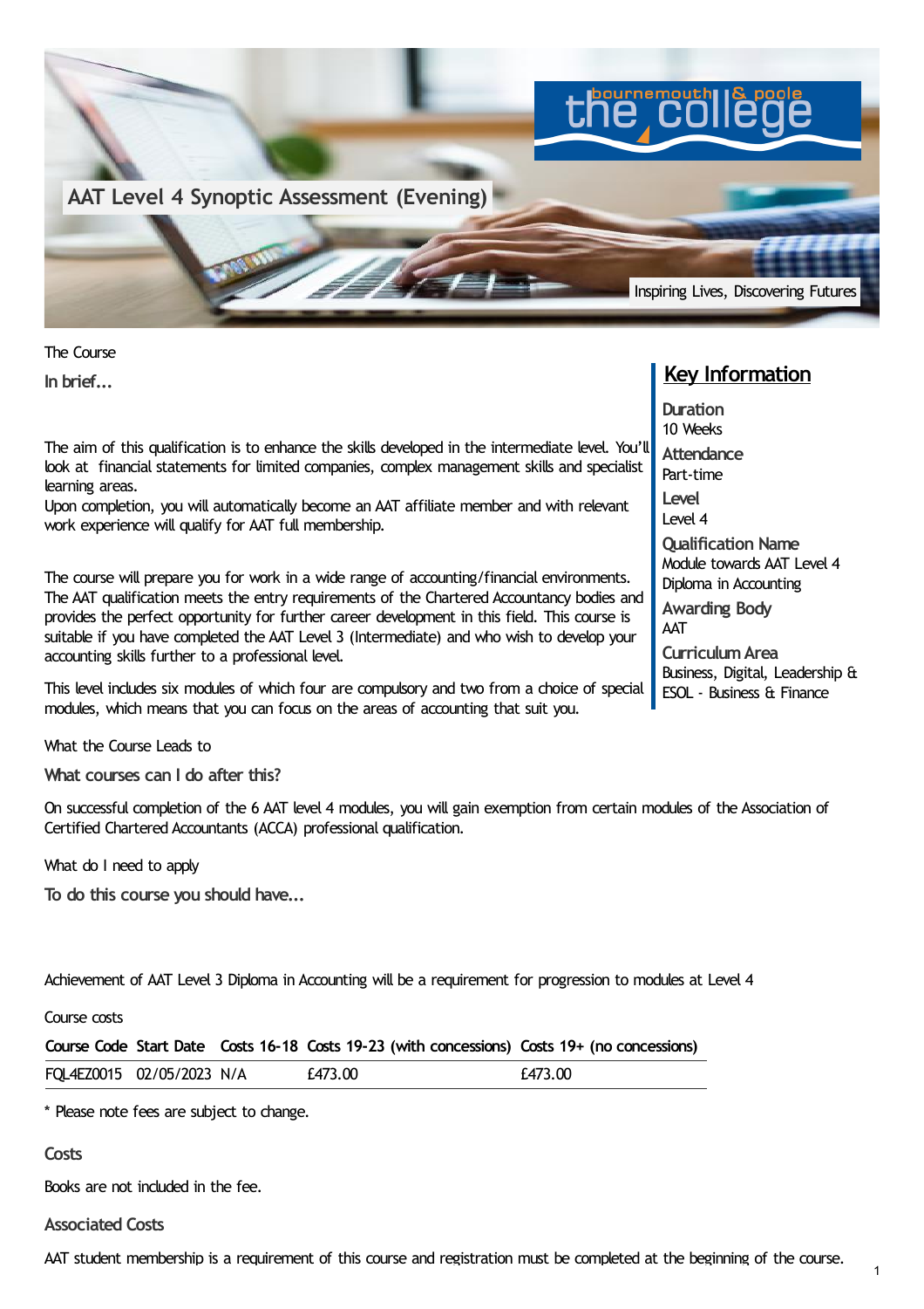# AAT Level 4 Synoptic Assessment (Evening)

Inspiring Lives, Discovering Futures

The Course

**In brief...**

The aim of this qualification is to enhance the skills developed in the intermediate level. You'll look at financial statements for limited companies, complex management skills and specialist learning areas.
Upon completion, you will automatically become an AAT affiliate member and with relevant work experience will qualify for AAT full membership.

The course will prepare you for work in a wide range of accounting/financial environments. The AAT qualification meets the entry requirements of the Chartered Accountancy bodies and provides the perfect opportunity for further career development in this field. This course is suitable if you have completed the AAT Level 3 (Intermediate) and who wish to develop your accounting skills further to a professional level.

This level includes six modules of which four are compulsory and two from a choice of special modules, which means that you can focus on the areas of accounting that suit you.

## Key Information

**Duration**
10 Weeks

**Attendance**
Part-time

**Level**
Level 4

**Qualification Name**
Module towards AAT Level 4 Diploma in Accounting

**Awarding Body**
AAT

**Curriculum Area**
Business, Digital, Leadership & ESOL - Business & Finance

What the Course Leads to

**What courses can I do after this?**

On successful completion of the 6 AAT level 4 modules, you will gain exemption from certain modules of the Association of Certified Chartered Accountants (ACCA) professional qualification.

What do I need to apply

**To do this course you should have...**

Achievement of AAT Level 3 Diploma in Accounting will be a requirement for progression to modules at Level 4

Course costs

| Course Code | Start Date | Costs 16-18 | Costs 19-23 (with concessions) | Costs 19+ (no concessions) |
|---|---|---|---|---|
| FQL4EZ0015 | 02/05/2023 | N/A | £473.00 | £473.00 |

* Please note fees are subject to change.

**Costs**

Books are not included in the fee.

**Associated Costs**

AAT student membership is a requirement of this course and registration must be completed at the beginning of the course.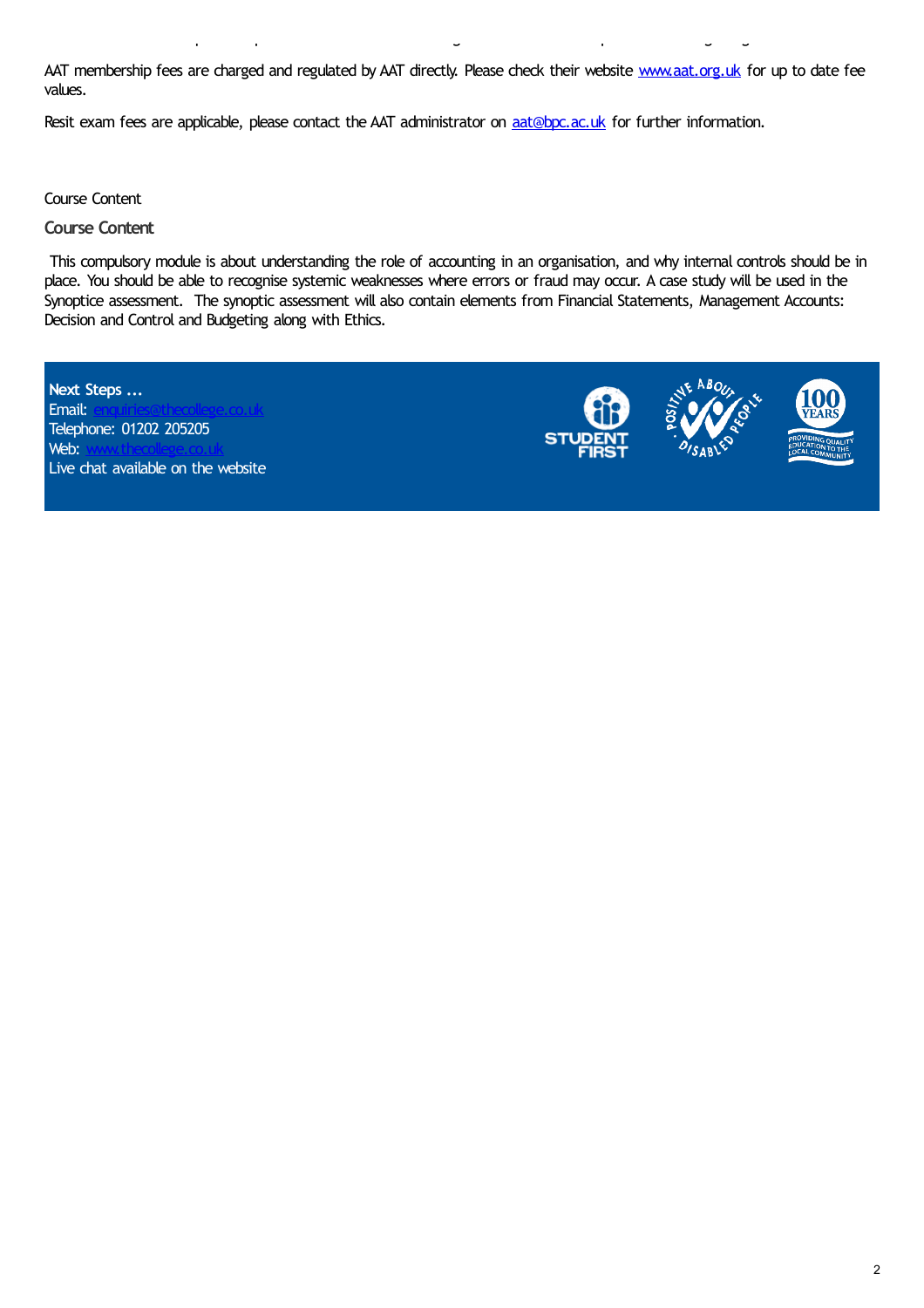AAT membership fees are charged and regulated by AAT directly. Please check their website www.aat.org.uk for up to date fee values.

Resit exam fees are applicable, please contact the AAT administrator on aat@bpc.ac.uk for further information.

Course Content

## Course Content

This compulsory module is about understanding the role of accounting in an organisation, and why internal controls should be in place. You should be able to recognise systemic weaknesses where errors or fraud may occur. A case study will be used in the Synoptice assessment. The synoptic assessment will also contain elements from Financial Statements, Management Accounts: Decision and Control and Budgeting along with Ethics.

**Next Steps ...**
Email: enquiries@thecollege.co.uk
Telephone: 01202 205205
Web: www.thecollege.co.uk
Live chat available on the website